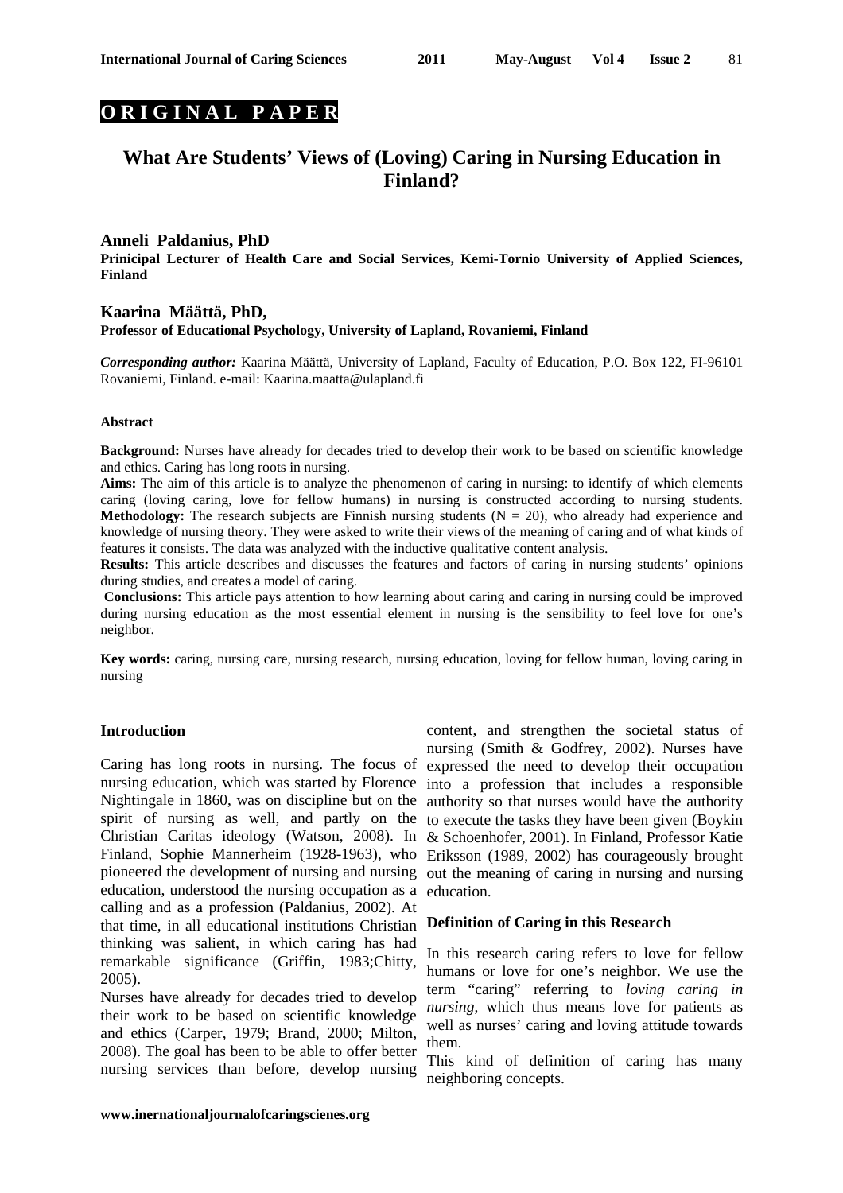**ORIGINAL PAPER**

# What Are Students' Views of (Loving) Caring in Nursing Education in Finland?

**Anneli Paldanius, PhD**

**Prinicipal Lecturer of Health Care and Social Services, Kemi-Tornio University of Applied Sciences, Finland**

**Kaarina Määttä, PhD,**

**Professor of Educational Psychology, University of Lapland, Rovaniemi, Finland**

***Corresponding author:*** Kaarina Määttä, University of Lapland, Faculty of Education, P.O. Box 122, FI-96101 Rovaniemi, Finland. e-mail: Kaarina.maatta@ulapland.fi

#### Abstract

**Background:** Nurses have already for decades tried to develop their work to be based on scientific knowledge and ethics. Caring has long roots in nursing.

**Aims:** The aim of this article is to analyze the phenomenon of caring in nursing: to identify of which elements caring (loving caring, love for fellow humans) in nursing is constructed according to nursing students.

**Methodology:** The research subjects are Finnish nursing students (N = 20), who already had experience and knowledge of nursing theory. They were asked to write their views of the meaning of caring and of what kinds of features it consists. The data was analyzed with the inductive qualitative content analysis.

**Results:** This article describes and discusses the features and factors of caring in nursing students' opinions during studies, and creates a model of caring.

**Conclusions:** This article pays attention to how learning about caring and caring in nursing could be improved during nursing education as the most essential element in nursing is the sensibility to feel love for one's neighbor.

**Key words:** caring, nursing care, nursing research, nursing education, loving for fellow human, loving caring in nursing

## Introduction

Caring has long roots in nursing. The focus of nursing education, which was started by Florence Nightingale in 1860, was on discipline but on the spirit of nursing as well, and partly on the Christian Caritas ideology (Watson, 2008). In Finland, Sophie Mannerheim (1928-1963), who pioneered the development of nursing and nursing education, understood the nursing occupation as a calling and as a profession (Paldanius, 2002). At that time, in all educational institutions Christian thinking was salient, in which caring has had remarkable significance (Griffin, 1983;Chitty, 2005).

Nurses have already for decades tried to develop their work to be based on scientific knowledge and ethics (Carper, 1979; Brand, 2000; Milton, 2008). The goal has been to be able to offer better nursing services than before, develop nursing content, and strengthen the societal status of nursing (Smith & Godfrey, 2002). Nurses have expressed the need to develop their occupation into a profession that includes a responsible authority so that nurses would have the authority to execute the tasks they have been given (Boykin & Schoenhofer, 2001). In Finland, Professor Katie Eriksson (1989, 2002) has courageously brought out the meaning of caring in nursing and nursing education.

## Definition of Caring in this Research

In this research caring refers to love for fellow humans or love for one's neighbor. We use the term "caring" referring to *loving caring in nursing*, which thus means love for patients as well as nurses' caring and loving attitude towards them.

This kind of definition of caring has many neighboring concepts.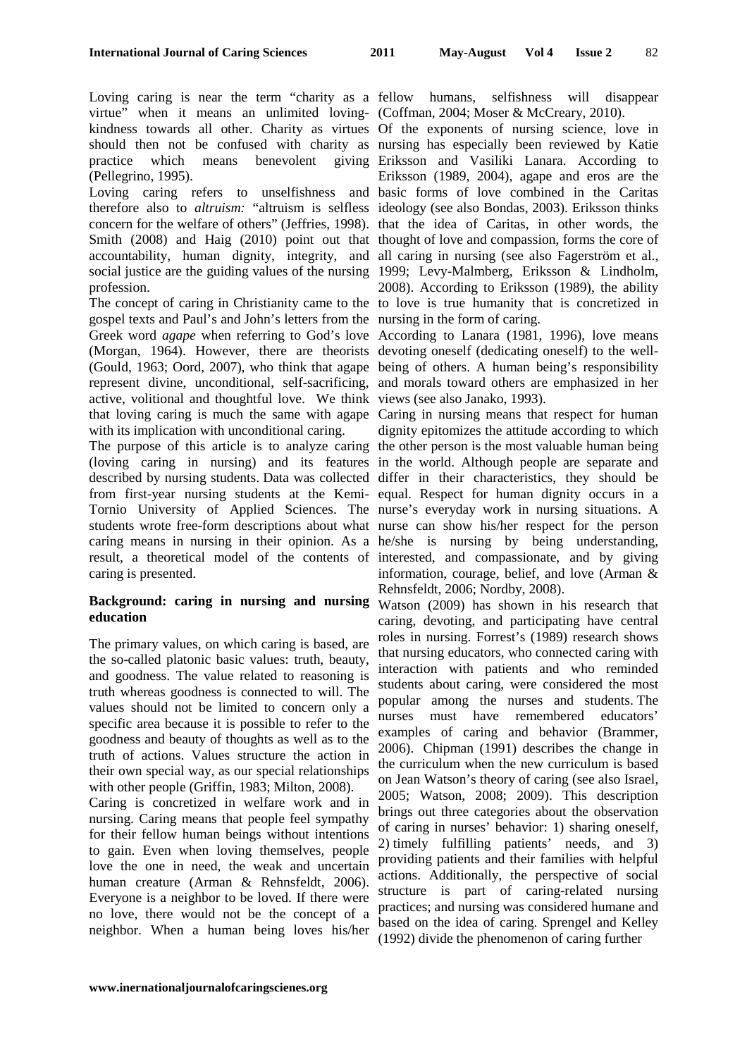Loving caring is near the term "charity as a virtue" when it means an unlimited loving-kindness towards all other. Charity as virtues should then not be confused with charity as practice which means benevolent giving (Pellegrino, 1995).

Loving caring refers to unselfishness and therefore also to *altruism:* "altruism is selfless concern for the welfare of others" (Jeffries, 1998). Smith (2008) and Haig (2010) point out that accountability, human dignity, integrity, and social justice are the guiding values of the nursing profession.

The concept of caring in Christianity came to the gospel texts and Paul's and John's letters from the Greek word *agape* when referring to God's love (Morgan, 1964). However, there are theorists (Gould, 1963; Oord, 2007), who think that agape represent divine, unconditional, self-sacrificing, active, volitional and thoughtful love. We think that loving caring is much the same with agape with its implication with unconditional caring.

The purpose of this article is to analyze caring (loving caring in nursing) and its features described by nursing students. Data was collected from first-year nursing students at the Kemi-Tornio University of Applied Sciences. The students wrote free-form descriptions about what caring means in nursing in their opinion. As a result, a theoretical model of the contents of caring is presented.

## Background: caring in nursing and nursing education

The primary values, on which caring is based, are the so-called platonic basic values: truth, beauty, and goodness. The value related to reasoning is truth whereas goodness is connected to will. The values should not be limited to concern only a specific area because it is possible to refer to the goodness and beauty of thoughts as well as to the truth of actions. Values structure the action in their own special way, as our special relationships with other people (Griffin, 1983; Milton, 2008).

Caring is concretized in welfare work and in nursing. Caring means that people feel sympathy for their fellow human beings without intentions to gain. Even when loving themselves, people love the one in need, the weak and uncertain human creature (Arman & Rehnsfeldt, 2006). Everyone is a neighbor to be loved. If there were no love, there would not be the concept of a neighbor. When a human being loves his/her fellow humans, selfishness will disappear (Coffman, 2004; Moser & McCreary, 2010).

Of the exponents of nursing science, love in nursing has especially been reviewed by Katie Eriksson and Vasiliki Lanara. According to Eriksson (1989, 2004), agape and eros are the basic forms of love combined in the Caritas ideology (see also Bondas, 2003). Eriksson thinks that the idea of Caritas, in other words, the thought of love and compassion, forms the core of all caring in nursing (see also Fagerström et al., 1999; Levy-Malmberg, Eriksson & Lindholm, 2008). According to Eriksson (1989), the ability to love is true humanity that is concretized in nursing in the form of caring.

According to Lanara (1981, 1996), love means devoting oneself (dedicating oneself) to the well-being of others. A human being's responsibility and morals toward others are emphasized in her views (see also Janako, 1993).

Caring in nursing means that respect for human dignity epitomizes the attitude according to which the other person is the most valuable human being in the world. Although people are separate and differ in their characteristics, they should be equal. Respect for human dignity occurs in a nurse's everyday work in nursing situations. A nurse can show his/her respect for the person he/she is nursing by being understanding, interested, and compassionate, and by giving information, courage, belief, and love (Arman & Rehnsfeldt, 2006; Nordby, 2008).

Watson (2009) has shown in his research that caring, devoting, and participating have central roles in nursing. Forrest's (1989) research shows that nursing educators, who connected caring with interaction with patients and who reminded students about caring, were considered the most popular among the nurses and students. The nurses must have remembered educators' examples of caring and behavior (Brammer, 2006). Chipman (1991) describes the change in the curriculum when the new curriculum is based on Jean Watson's theory of caring (see also Israel, 2005; Watson, 2008; 2009). This description brings out three categories about the observation of caring in nurses' behavior: 1) sharing oneself, 2) timely fulfilling patients' needs, and 3) providing patients and their families with helpful actions. Additionally, the perspective of social structure is part of caring-related nursing practices; and nursing was considered humane and based on the idea of caring. Sprengel and Kelley (1992) divide the phenomenon of caring further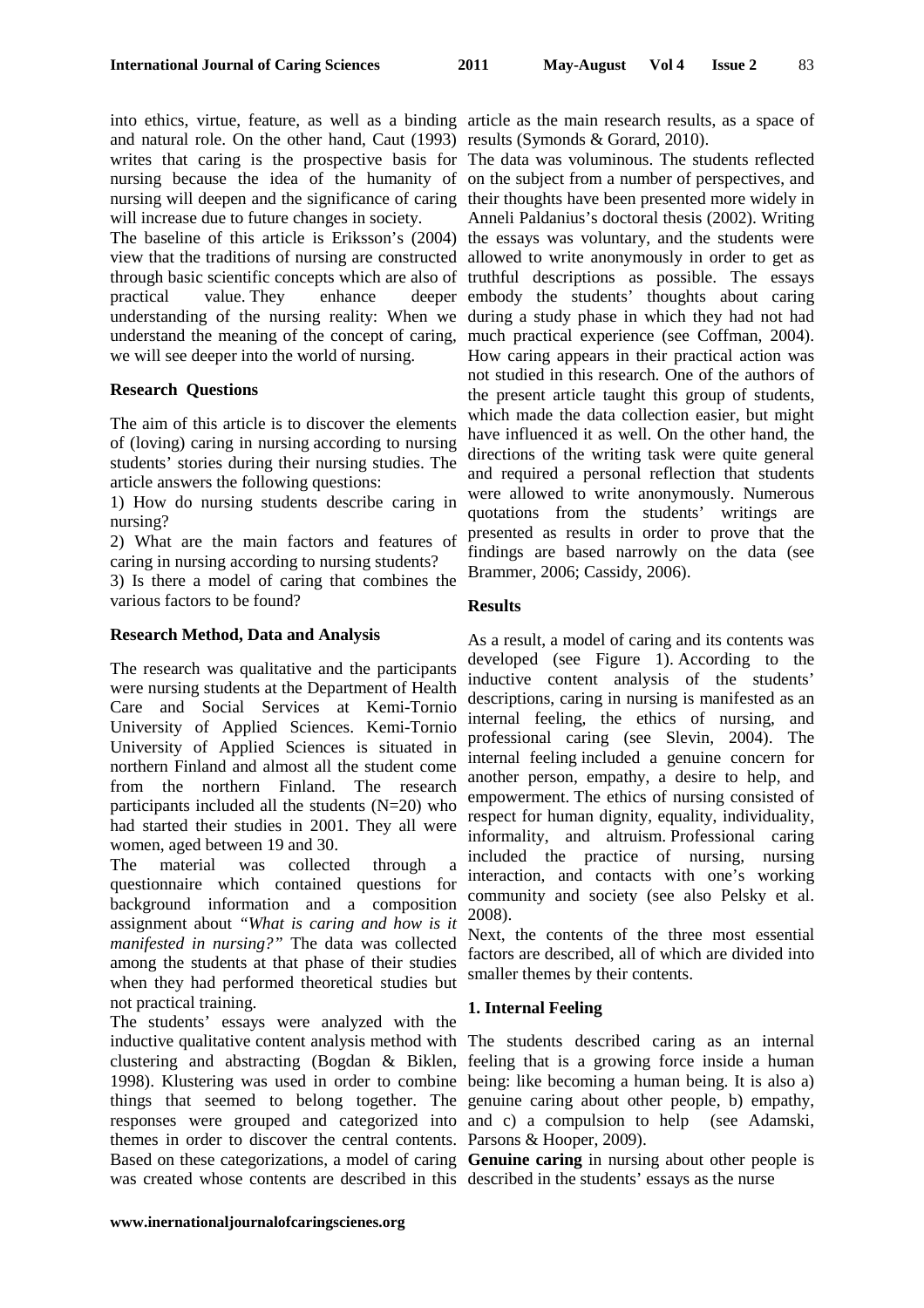into ethics, virtue, feature, as well as a binding and natural role. On the other hand, Caut (1993) writes that caring is the prospective basis for nursing because the idea of the humanity of nursing will deepen and the significance of caring will increase due to future changes in society.

The baseline of this article is Eriksson's (2004) view that the traditions of nursing are constructed through basic scientific concepts which are also of practical value. They enhance deeper understanding of the nursing reality: When we understand the meaning of the concept of caring, we will see deeper into the world of nursing.

**Research Questions**

The aim of this article is to discover the elements of (loving) caring in nursing according to nursing students' stories during their nursing studies. The article answers the following questions:

1) How do nursing students describe caring in nursing?

2) What are the main factors and features of caring in nursing according to nursing students?

3) Is there a model of caring that combines the various factors to be found?

**Research Method, Data and Analysis**

The research was qualitative and the participants were nursing students at the Department of Health Care and Social Services at Kemi-Tornio University of Applied Sciences. Kemi-Tornio University of Applied Sciences is situated in northern Finland and almost all the student come from the northern Finland. The research participants included all the students (N=20) who had started their studies in 2001. They all were women, aged between 19 and 30.

The material was collected through a questionnaire which contained questions for background information and a composition assignment about *"What is caring and how is it manifested in nursing?"* The data was collected among the students at that phase of their studies when they had performed theoretical studies but not practical training.

The students' essays were analyzed with the inductive qualitative content analysis method with clustering and abstracting (Bogdan & Biklen, 1998). Klustering was used in order to combine things that seemed to belong together. The responses were grouped and categorized into themes in order to discover the central contents. Based on these categorizations, a model of caring was created whose contents are described in this article as the main research results, as a space of results (Symonds & Gorard, 2010).

The data was voluminous. The students reflected on the subject from a number of perspectives, and their thoughts have been presented more widely in Anneli Paldanius's doctoral thesis (2002). Writing the essays was voluntary, and the students were allowed to write anonymously in order to get as truthful descriptions as possible. The essays embody the students' thoughts about caring during a study phase in which they had not had much practical experience (see Coffman, 2004). How caring appears in their practical action was not studied in this research. One of the authors of the present article taught this group of students, which made the data collection easier, but might have influenced it as well. On the other hand, the directions of the writing task were quite general and required a personal reflection that students were allowed to write anonymously. Numerous quotations from the students' writings are presented as results in order to prove that the findings are based narrowly on the data (see Brammer, 2006; Cassidy, 2006).

**Results**

As a result, a model of caring and its contents was developed (see Figure 1). According to the inductive content analysis of the students' descriptions, caring in nursing is manifested as an internal feeling, the ethics of nursing, and professional caring (see Slevin, 2004). The internal feeling included a genuine concern for another person, empathy, a desire to help, and empowerment. The ethics of nursing consisted of respect for human dignity, equality, individuality, informality, and altruism. Professional caring included the practice of nursing, nursing interaction, and contacts with one's working community and society (see also Pelsky et al. 2008).

Next, the contents of the three most essential factors are described, all of which are divided into smaller themes by their contents.

**1. Internal Feeling**

The students described caring as an internal feeling that is a growing force inside a human being: like becoming a human being. It is also a) genuine caring about other people, b) empathy, and c) a compulsion to help (see Adamski, Parsons & Hooper, 2009).

**Genuine caring** in nursing about other people is described in the students' essays as the nurse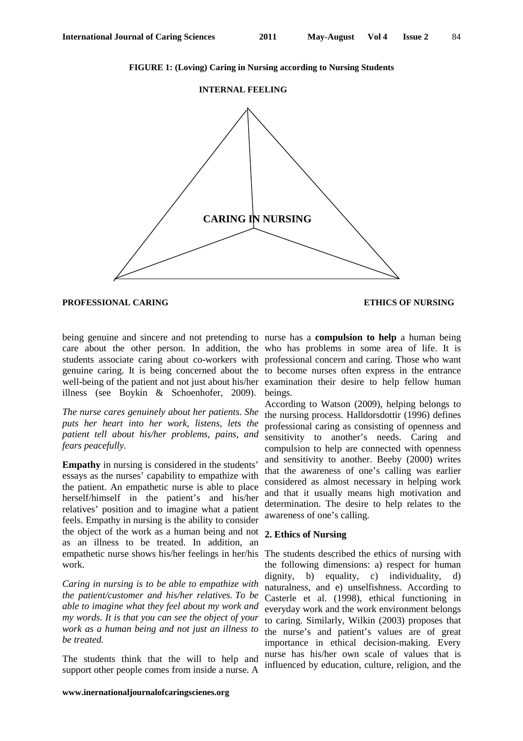**FIGURE 1: (Loving) Caring in Nursing according to Nursing Students**

INTERNAL FEELING

CARING IN NURSING

PROFESSIONAL CARING

ETHICS OF NURSING

being genuine and sincere and not pretending to care about the other person. In addition, the students associate caring about co-workers with genuine caring. It is being concerned about the well-being of the patient and not just about his/her illness (see Boykin & Schoenhofer, 2009).

*The nurse cares genuinely about her patients. She puts her heart into her work, listens, lets the patient tell about his/her problems, pains, and fears peacefully.*

**Empathy** in nursing is considered in the students' essays as the nurses' capability to empathize with the patient. An empathetic nurse is able to place herself/himself in the patient's and his/her relatives' position and to imagine what a patient feels. Empathy in nursing is the ability to consider the object of the work as a human being and not as an illness to be treated. In addition, an empathetic nurse shows his/her feelings in her/his work.

*Caring in nursing is to be able to empathize with the patient/customer and his/her relatives. To be able to imagine what they feel about my work and my words. It is that you can see the object of your work as a human being and not just an illness to be treated.*

The students think that the will to help and support other people comes from inside a nurse. A nurse has a **compulsion to help** a human being who has problems in some area of life. It is professional concern and caring. Those who want to become nurses often express in the entrance examination their desire to help fellow human beings.

According to Watson (2009), helping belongs to the nursing process. Halldorsdottir (1996) defines professional caring as consisting of openness and sensitivity to another's needs. Caring and compulsion to help are connected with openness and sensitivity to another. Beeby (2000) writes that the awareness of one's calling was earlier considered as almost necessary in helping work and that it usually means high motivation and determination. The desire to help relates to the awareness of one's calling.

### 2. Ethics of Nursing

The students described the ethics of nursing with the following dimensions: a) respect for human dignity, b) equality, c) individuality, d) naturalness, and e) unselfishness. According to Casterle et al. (1998), ethical functioning in everyday work and the work environment belongs to caring. Similarly, Wilkin (2003) proposes that the nurse's and patient's values are of great importance in ethical decision-making. Every nurse has his/her own scale of values that is influenced by education, culture, religion, and the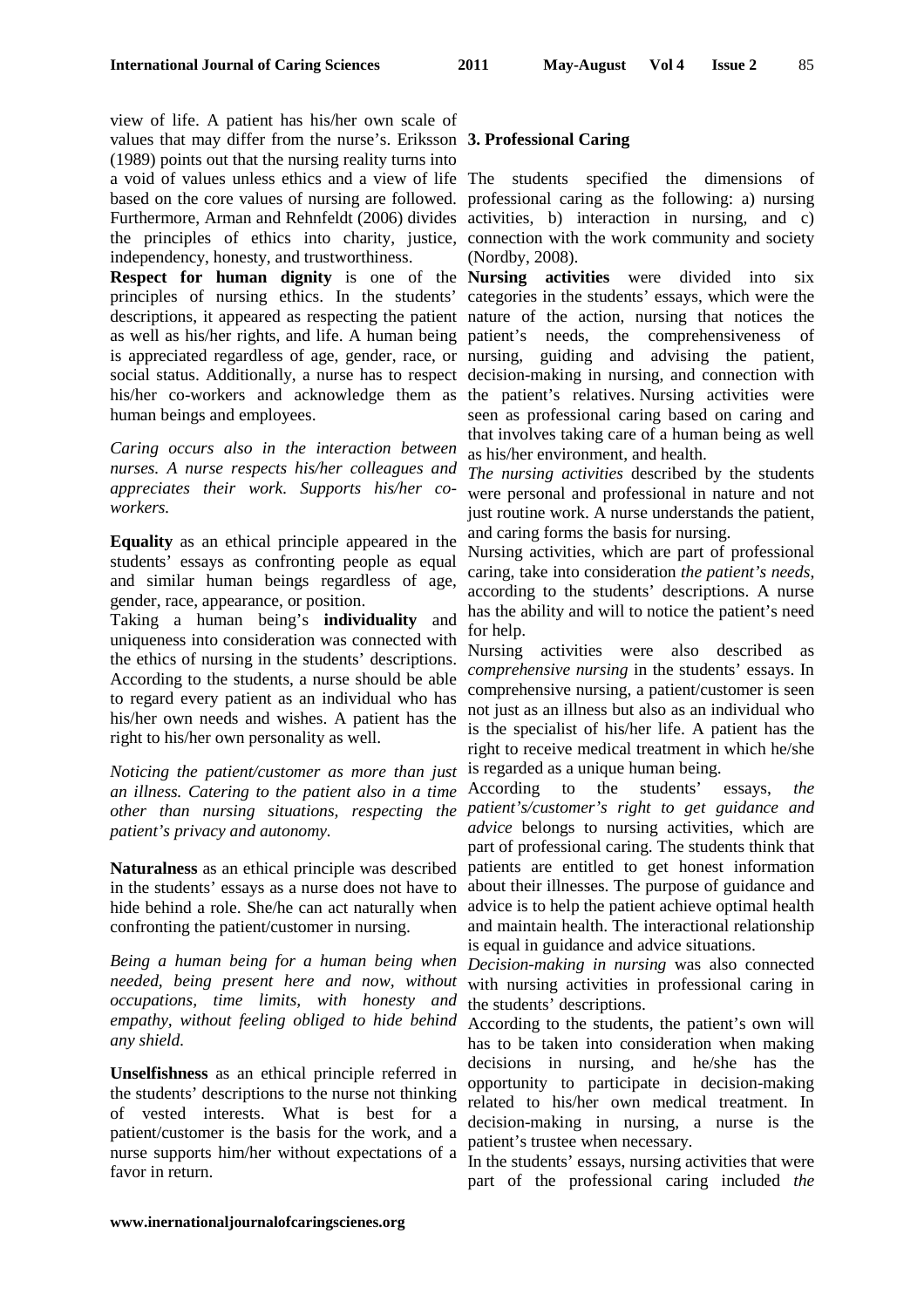view of life. A patient has his/her own scale of values that may differ from the nurse's. Eriksson (1989) points out that the nursing reality turns into a void of values unless ethics and a view of life based on the core values of nursing are followed. Furthermore, Arman and Rehnfeldt (2006) divides the principles of ethics into charity, justice, independency, honesty, and trustworthiness.

**Respect for human dignity** is one of the principles of nursing ethics. In the students' descriptions, it appeared as respecting the patient as well as his/her rights, and life. A human being is appreciated regardless of age, gender, race, or social status. Additionally, a nurse has to respect his/her co-workers and acknowledge them as human beings and employees.

*Caring occurs also in the interaction between nurses. A nurse respects his/her colleagues and appreciates their work. Supports his/her co-workers.*

**Equality** as an ethical principle appeared in the students' essays as confronting people as equal and similar human beings regardless of age, gender, race, appearance, or position.

Taking a human being's **individuality** and uniqueness into consideration was connected with the ethics of nursing in the students' descriptions. According to the students, a nurse should be able to regard every patient as an individual who has his/her own needs and wishes. A patient has the right to his/her own personality as well.

*Noticing the patient/customer as more than just an illness. Catering to the patient also in a time other than nursing situations, respecting the patient's privacy and autonomy.*

**Naturalness** as an ethical principle was described in the students' essays as a nurse does not have to hide behind a role. She/he can act naturally when confronting the patient/customer in nursing.

*Being a human being for a human being when needed, being present here and now, without occupations, time limits, with honesty and empathy, without feeling obliged to hide behind any shield.*

**Unselfishness** as an ethical principle referred in the students' descriptions to the nurse not thinking of vested interests. What is best for a patient/customer is the basis for the work, and a nurse supports him/her without expectations of a favor in return.

## 3. Professional Caring

The students specified the dimensions of professional caring as the following: a) nursing activities, b) interaction in nursing, and c) connection with the work community and society (Nordby, 2008).

**Nursing activities** were divided into six categories in the students' essays, which were the nature of the action, nursing that notices the patient's needs, the comprehensiveness of nursing, guiding and advising the patient, decision-making in nursing, and connection with the patient's relatives. Nursing activities were seen as professional caring based on caring and that involves taking care of a human being as well as his/her environment, and health.

*The nursing activities* described by the students were personal and professional in nature and not just routine work. A nurse understands the patient, and caring forms the basis for nursing.

Nursing activities, which are part of professional caring, take into consideration *the patient's needs*, according to the students' descriptions. A nurse has the ability and will to notice the patient's need for help.

Nursing activities were also described as *comprehensive nursing* in the students' essays. In comprehensive nursing, a patient/customer is seen not just as an illness but also as an individual who is the specialist of his/her life. A patient has the right to receive medical treatment in which he/she is regarded as a unique human being.

According to the students' essays, *the patient's/customer's right to get guidance and advice* belongs to nursing activities, which are part of professional caring. The students think that patients are entitled to get honest information about their illnesses. The purpose of guidance and advice is to help the patient achieve optimal health and maintain health. The interactional relationship is equal in guidance and advice situations.

*Decision-making in nursing* was also connected with nursing activities in professional caring in the students' descriptions.

According to the students, the patient's own will has to be taken into consideration when making decisions in nursing, and he/she has the opportunity to participate in decision-making related to his/her own medical treatment. In decision-making in nursing, a nurse is the patient's trustee when necessary.

In the students' essays, nursing activities that were part of the professional caring included *the*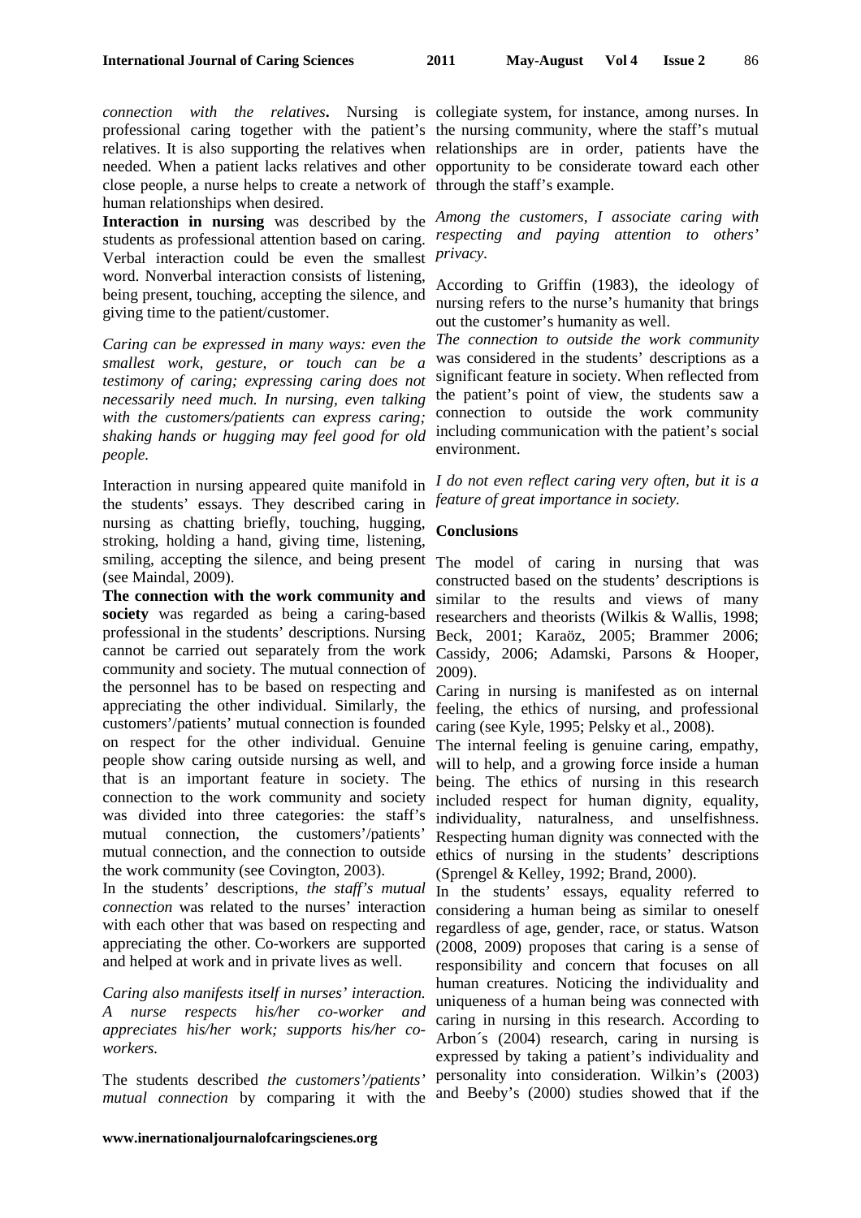*connection with the relatives***.** Nursing is professional caring together with the patient's relatives. It is also supporting the relatives when needed. When a patient lacks relatives and other close people, a nurse helps to create a network of human relationships when desired.

**Interaction in nursing** was described by the students as professional attention based on caring. Verbal interaction could be even the smallest word. Nonverbal interaction consists of listening, being present, touching, accepting the silence, and giving time to the patient/customer.

*Caring can be expressed in many ways: even the smallest work, gesture, or touch can be a testimony of caring; expressing caring does not necessarily need much. In nursing, even talking with the customers/patients can express caring; shaking hands or hugging may feel good for old people.*

Interaction in nursing appeared quite manifold in the students' essays. They described caring in nursing as chatting briefly, touching, hugging, stroking, holding a hand, giving time, listening, smiling, accepting the silence, and being present (see Maindal, 2009).

**The connection with the work community and society** was regarded as being a caring-based professional in the students' descriptions. Nursing cannot be carried out separately from the work community and society. The mutual connection of the personnel has to be based on respecting and appreciating the other individual. Similarly, the customers'/patients' mutual connection is founded on respect for the other individual. Genuine people show caring outside nursing as well, and that is an important feature in society. The connection to the work community and society was divided into three categories: the staff's mutual connection, the customers'/patients' mutual connection, and the connection to outside the work community (see Covington, 2003).

In the students' descriptions, *the staff's mutual connection* was related to the nurses' interaction with each other that was based on respecting and appreciating the other. Co-workers are supported and helped at work and in private lives as well.

*Caring also manifests itself in nurses' interaction. A nurse respects his/her co-worker and appreciates his/her work; supports his/her co-workers.*

The students described *the customers'/patients' mutual connection* by comparing it with the collegiate system, for instance, among nurses. In the nursing community, where the staff's mutual relationships are in order, patients have the opportunity to be considerate toward each other through the staff's example.

*Among the customers, I associate caring with respecting and paying attention to others' privacy.*

According to Griffin (1983), the ideology of nursing refers to the nurse's humanity that brings out the customer's humanity as well.

*The connection to outside the work community* was considered in the students' descriptions as a significant feature in society. When reflected from the patient's point of view, the students saw a connection to outside the work community including communication with the patient's social environment.

*I do not even reflect caring very often, but it is a feature of great importance in society.*

## Conclusions

The model of caring in nursing that was constructed based on the students' descriptions is similar to the results and views of many researchers and theorists (Wilkis & Wallis, 1998; Beck, 2001; Karaöz, 2005; Brammer 2006; Cassidy, 2006; Adamski, Parsons & Hooper, 2009).

Caring in nursing is manifested as on internal feeling, the ethics of nursing, and professional caring (see Kyle, 1995; Pelsky et al., 2008).

The internal feeling is genuine caring, empathy, will to help, and a growing force inside a human being. The ethics of nursing in this research included respect for human dignity, equality, individuality, naturalness, and unselfishness. Respecting human dignity was connected with the ethics of nursing in the students' descriptions (Sprengel & Kelley, 1992; Brand, 2000).

In the students' essays, equality referred to considering a human being as similar to oneself regardless of age, gender, race, or status. Watson (2008, 2009) proposes that caring is a sense of responsibility and concern that focuses on all human creatures. Noticing the individuality and uniqueness of a human being was connected with caring in nursing in this research. According to Arbon´s (2004) research, caring in nursing is expressed by taking a patient's individuality and personality into consideration. Wilkin's (2003) and Beeby's (2000) studies showed that if the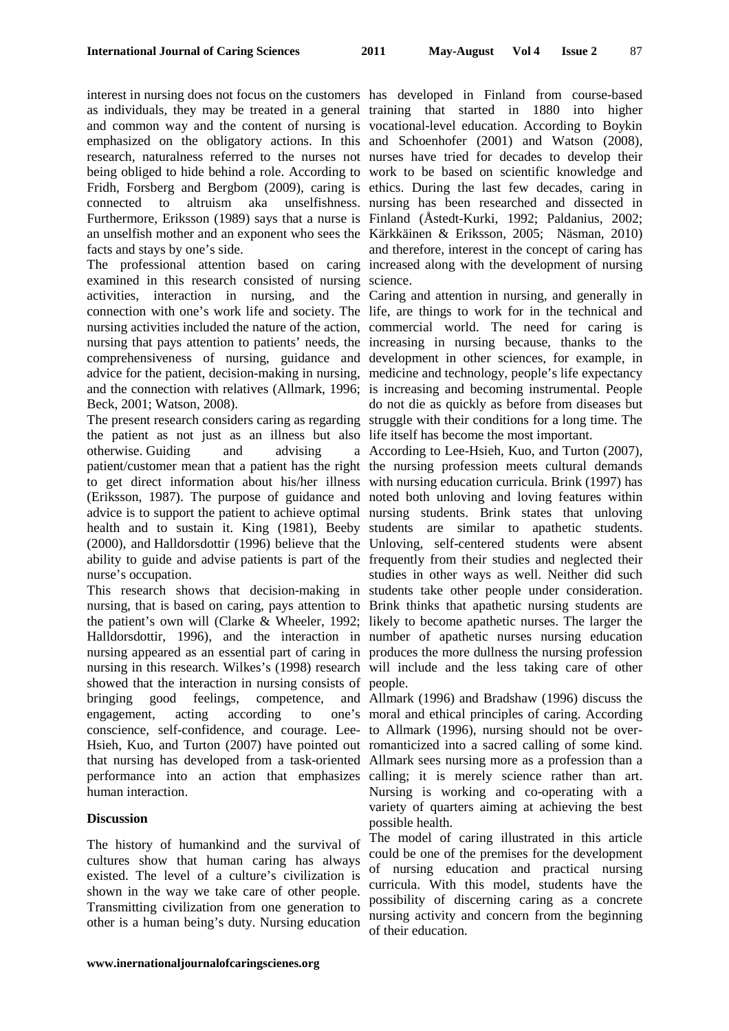interest in nursing does not focus on the customers as individuals, they may be treated in a general and common way and the content of nursing is emphasized on the obligatory actions. In this research, naturalness referred to the nurses not being obliged to hide behind a role. According to Fridh, Forsberg and Bergbom (2009), caring is connected to altruism aka unselfishness. Furthermore, Eriksson (1989) says that a nurse is an unselfish mother and an exponent who sees the facts and stays by one's side.

The professional attention based on caring examined in this research consisted of nursing activities, interaction in nursing, and the connection with one's work life and society. The nursing activities included the nature of the action, nursing that pays attention to patients' needs, the comprehensiveness of nursing, guidance and advice for the patient, decision-making in nursing, and the connection with relatives (Allmark, 1996; Beck, 2001; Watson, 2008).

The present research considers caring as regarding the patient as not just as an illness but also otherwise. Guiding and advising a patient/customer mean that a patient has the right to get direct information about his/her illness (Eriksson, 1987). The purpose of guidance and advice is to support the patient to achieve optimal health and to sustain it. King (1981), Beeby (2000), and Halldorsdottir (1996) believe that the ability to guide and advise patients is part of the nurse's occupation.

This research shows that decision-making in nursing, that is based on caring, pays attention to the patient's own will (Clarke & Wheeler, 1992; Halldorsdottir, 1996), and the interaction in nursing appeared as an essential part of caring in nursing in this research. Wilkes's (1998) research showed that the interaction in nursing consists of bringing good feelings, competence, engagement, acting according to one's conscience, self-confidence, and courage. Lee-Hsieh, Kuo, and Turton (2007) have pointed out that nursing has developed from a task-oriented performance into an action that emphasizes human interaction.

## Discussion

The history of humankind and the survival of cultures show that human caring has always existed. The level of a culture's civilization is shown in the way we take care of other people. Transmitting civilization from one generation to other is a human being's duty. Nursing education has developed in Finland from course-based training that started in 1880 into higher vocational-level education. According to Boykin and Schoenhofer (2001) and Watson (2008), nurses have tried for decades to develop their work to be based on scientific knowledge and ethics. During the last few decades, caring in nursing has been researched and dissected in Finland (Åstedt-Kurki, 1992; Paldanius, 2002; Kärkkäinen & Eriksson, 2005; Näsman, 2010) and therefore, interest in the concept of caring has increased along with the development of nursing science.

Caring and attention in nursing, and generally in life, are things to work for in the technical and commercial world. The need for caring is increasing in nursing because, thanks to the development in other sciences, for example, in medicine and technology, people's life expectancy is increasing and becoming instrumental. People do not die as quickly as before from diseases but struggle with their conditions for a long time. The life itself has become the most important.

According to Lee-Hsieh, Kuo, and Turton (2007), the nursing profession meets cultural demands with nursing education curricula. Brink (1997) has noted both unloving and loving features within nursing students. Brink states that unloving students are similar to apathetic students. Unloving, self-centered students were absent frequently from their studies and neglected their studies in other ways as well. Neither did such students take other people under consideration. Brink thinks that apathetic nursing students are likely to become apathetic nurses. The larger the number of apathetic nurses nursing education produces the more dullness the nursing profession will include and the less taking care of other people.

Allmark (1996) and Bradshaw (1996) discuss the moral and ethical principles of caring. According to Allmark (1996), nursing should not be over-romanticized into a sacred calling of some kind. Allmark sees nursing more as a profession than a calling; it is merely science rather than art. Nursing is working and co-operating with a variety of quarters aiming at achieving the best possible health.

The model of caring illustrated in this article could be one of the premises for the development of nursing education and practical nursing curricula. With this model, students have the possibility of discerning caring as a concrete nursing activity and concern from the beginning of their education.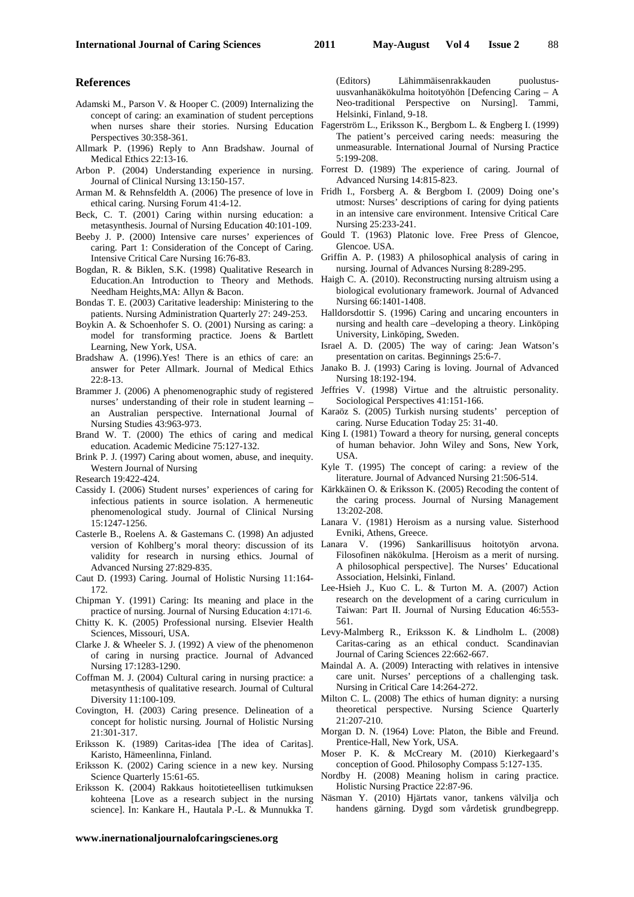## References

Adamski M., Parson V. & Hooper C. (2009) Internalizing the concept of caring: an examination of student perceptions when nurses share their stories. Nursing Education Perspectives 30:358-361.

Allmark P. (1996) Reply to Ann Bradshaw. Journal of Medical Ethics 22:13-16.

Arbon P. (2004) Understanding experience in nursing. Journal of Clinical Nursing 13:150-157.

Arman M. & Rehnsfeldth A. (2006) The presence of love in ethical caring. Nursing Forum 41:4-12.

Beck, C. T. (2001) Caring within nursing education: a metasynthesis. Journal of Nursing Education 40:101-109.

Beeby J. P. (2000) Intensive care nurses' experiences of caring. Part 1: Consideration of the Concept of Caring. Intensive Critical Care Nursing 16:76-83.

Bogdan, R. & Biklen, S.K. (1998) Qualitative Research in Education.An Introduction to Theory and Methods. Needham Heights,MA: Allyn & Bacon.

Bondas T. E. (2003) Caritative leadership: Ministering to the patients. Nursing Administration Quarterly 27: 249-253.

Boykin A. & Schoenhofer S. O. (2001) Nursing as caring: a model for transforming practice. Joens & Bartlett Learning, New York, USA.

Bradshaw A. (1996).Yes! There is an ethics of care: an answer for Peter Allmark. Journal of Medical Ethics 22:8-13.

Brammer J. (2006) A phenomenographic study of registered nurses' understanding of their role in student learning – an Australian perspective. International Journal of Nursing Studies 43:963-973.

Brand W. T. (2000) The ethics of caring and medical education. Academic Medicine 75:127-132.

Brink P. J. (1997) Caring about women, abuse, and inequity. Western Journal of Nursing Research 19:422-424.

Cassidy I. (2006) Student nurses' experiences of caring for infectious patients in source isolation. A hermeneutic phenomenological study. Journal of Clinical Nursing 15:1247-1256.

Casterle B., Roelens A. & Gastemans C. (1998) An adjusted version of Kohlberg's moral theory: discussion of its validity for research in nursing ethics. Journal of Advanced Nursing 27:829-835.

Caut D. (1993) Caring. Journal of Holistic Nursing 11:164-172.

Chipman Y. (1991) Caring: Its meaning and place in the practice of nursing. Journal of Nursing Education 4:171-6.

Chitty K. K. (2005) Professional nursing. Elsevier Health Sciences, Missouri, USA.

Clarke J. & Wheeler S. J. (1992) A view of the phenomenon of caring in nursing practice. Journal of Advanced Nursing 17:1283-1290.

Coffman M. J. (2004) Cultural caring in nursing practice: a metasynthesis of qualitative research. Journal of Cultural Diversity 11:100-109.

Covington, H. (2003) Caring presence. Delineation of a concept for holistic nursing. Journal of Holistic Nursing 21:301-317.

Eriksson K. (1989) Caritas-idea [The idea of Caritas]. Karisto, Hämeenlinna, Finland.

Eriksson K. (2002) Caring science in a new key. Nursing Science Quarterly 15:61-65.

Eriksson K. (2004) Rakkaus hoitotieteellisen tutkimuksen kohteena [Love as a research subject in the nursing science]. In: Kankare H., Hautala P.-L. & Munnukka T. (Editors) Lähimmäisenrakkauden puolustus-uusvanhanäkökulma hoitotyöhön [Defencing Caring – A Neo-traditional Perspective on Nursing]. Tammi, Helsinki, Finland, 9-18.

Fagerström L., Eriksson K., Bergbom L. & Engberg I. (1999) The patient's perceived caring needs: measuring the unmeasurable. International Journal of Nursing Practice 5:199-208.

Forrest D. (1989) The experience of caring. Journal of Advanced Nursing 14:815-823.

Fridh I., Forsberg A. & Bergbom I. (2009) Doing one's utmost: Nurses' descriptions of caring for dying patients in an intensive care environment. Intensive Critical Care Nursing 25:233-241.

Gould T. (1963) Platonic love. Free Press of Glencoe, Glencoe. USA.

Griffin A. P. (1983) A philosophical analysis of caring in nursing. Journal of Advances Nursing 8:289-295.

Haigh C. A. (2010). Reconstructing nursing altruism using a biological evolutionary framework. Journal of Advanced Nursing 66:1401-1408.

Halldorsdottir S. (1996) Caring and uncaring encounters in nursing and health care –developing a theory. Linköping University, Linköping, Sweden.

Israel A. D. (2005) The way of caring: Jean Watson's presentation on caritas. Beginnings 25:6-7.

Janako B. J. (1993) Caring is loving. Journal of Advanced Nursing 18:192-194.

Jeffries V. (1998) Virtue and the altruistic personality. Sociological Perspectives 41:151-166.

Karaöz S. (2005) Turkish nursing students' perception of caring. Nurse Education Today 25: 31-40.

King I. (1981) Toward a theory for nursing, general concepts of human behavior. John Wiley and Sons, New York, USA.

Kyle T. (1995) The concept of caring: a review of the literature. Journal of Advanced Nursing 21:506-514.

Kärkkäinen O. & Eriksson K. (2005) Recoding the content of the caring process. Journal of Nursing Management 13:202-208.

Lanara V. (1981) Heroism as a nursing value. Sisterhood Evniki, Athens, Greece.

Lanara V. (1996) Sankarillisuus hoitotyön arvona. Filosofinen näkökulma. [Heroism as a merit of nursing. A philosophical perspective]. The Nurses' Educational Association, Helsinki, Finland.

Lee-Hsieh J., Kuo C. L. & Turton M. A. (2007) Action research on the development of a caring curriculum in Taiwan: Part II. Journal of Nursing Education 46:553-561.

Levy-Malmberg R., Eriksson K. & Lindholm L. (2008) Caritas-caring as an ethical conduct. Scandinavian Journal of Caring Sciences 22:662-667.

Maindal A. A. (2009) Interacting with relatives in intensive care unit. Nurses' perceptions of a challenging task. Nursing in Critical Care 14:264-272.

Milton C. L. (2008) The ethics of human dignity: a nursing theoretical perspective. Nursing Science Quarterly 21:207-210.

Morgan D. N. (1964) Love: Platon, the Bible and Freund. Prentice-Hall, New York, USA.

Moser P. K. & McCreary M. (2010) Kierkegaard's conception of Good. Philosophy Compass 5:127-135.

Nordby H. (2008) Meaning holism in caring practice. Holistic Nursing Practice 22:87-96.

Näsman Y. (2010) Hjärtats vanor, tankens välvilja och handens gärning. Dygd som vårdetisk grundbegrepp.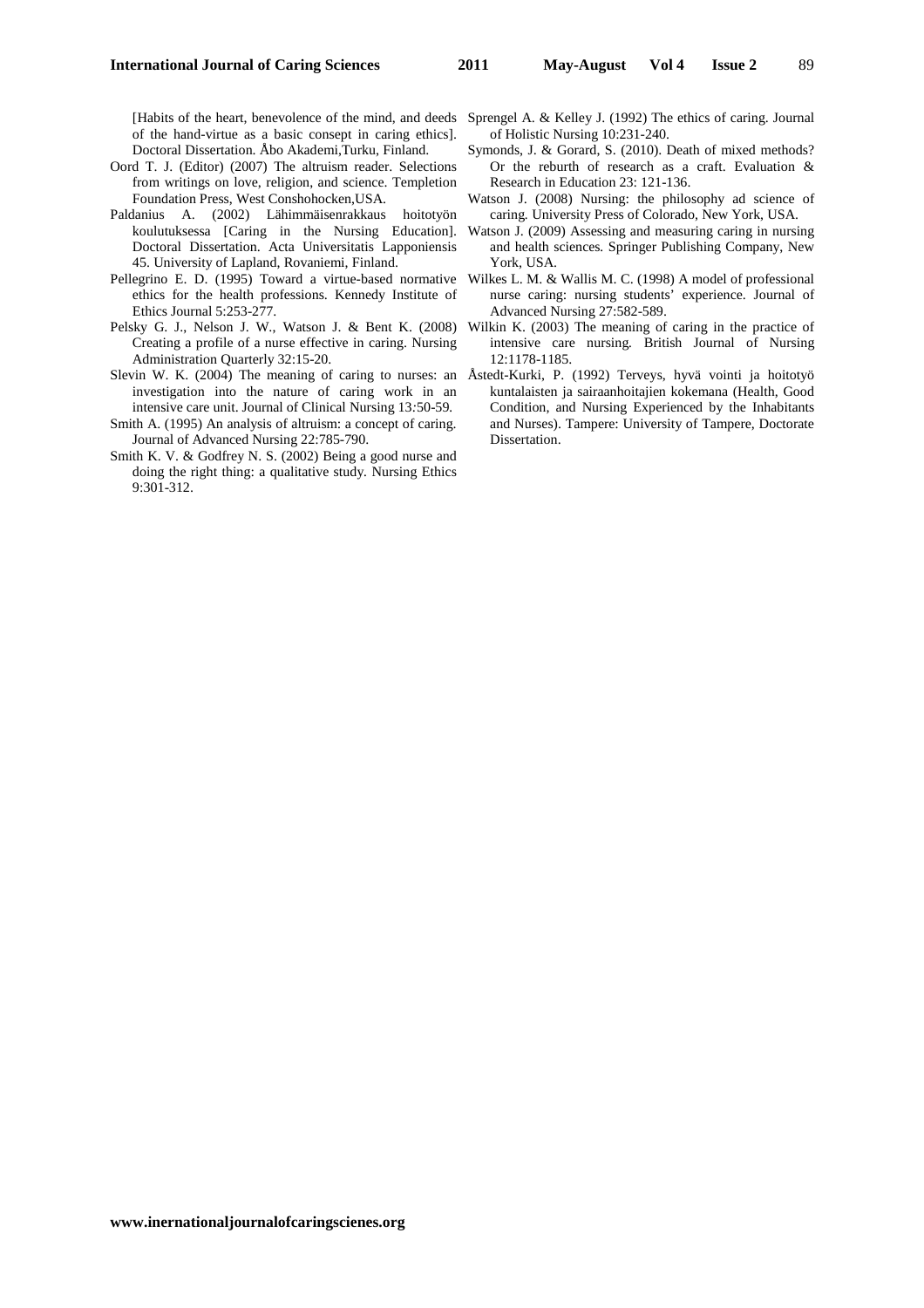[Habits of the heart, benevolence of the mind, and deeds of the hand-virtue as a basic consept in caring ethics]. Doctoral Dissertation. Åbo Akademi,Turku, Finland.

Oord T. J. (Editor) (2007) The altruism reader. Selections from writings on love, religion, and science. Templetion Foundation Press, West Conshohocken,USA.

Paldanius A. (2002) Lähimmäisenrakkaus hoitotyön koulutuksessa [Caring in the Nursing Education]. Doctoral Dissertation. Acta Universitatis Lapponiensis 45. University of Lapland, Rovaniemi, Finland.

Pellegrino E. D. (1995) Toward a virtue-based normative ethics for the health professions. Kennedy Institute of Ethics Journal 5:253-277.

Pelsky G. J., Nelson J. W., Watson J. & Bent K. (2008) Creating a profile of a nurse effective in caring. Nursing Administration Quarterly 32:15-20.

Slevin W. K. (2004) The meaning of caring to nurses: an investigation into the nature of caring work in an intensive care unit. Journal of Clinical Nursing 13:50-59.

Smith A. (1995) An analysis of altruism: a concept of caring. Journal of Advanced Nursing 22:785-790.

Smith K. V. & Godfrey N. S. (2002) Being a good nurse and doing the right thing: a qualitative study. Nursing Ethics 9:301-312.

Sprengel A. & Kelley J. (1992) The ethics of caring. Journal of Holistic Nursing 10:231-240.

Symonds, J. & Gorard, S. (2010). Death of mixed methods? Or the reburth of research as a craft. Evaluation & Research in Education 23: 121-136.

Watson J. (2008) Nursing: the philosophy ad science of caring. University Press of Colorado, New York, USA.

Watson J. (2009) Assessing and measuring caring in nursing and health sciences. Springer Publishing Company, New York, USA.

Wilkes L. M. & Wallis M. C. (1998) A model of professional nurse caring: nursing students' experience. Journal of Advanced Nursing 27:582-589.

Wilkin K. (2003) The meaning of caring in the practice of intensive care nursing. British Journal of Nursing 12:1178-1185.

Åstedt-Kurki, P. (1992) Terveys, hyvä vointi ja hoitotyö kuntalaisten ja sairaanhoitajien kokemana (Health, Good Condition, and Nursing Experienced by the Inhabitants and Nurses). Tampere: University of Tampere, Doctorate Dissertation.